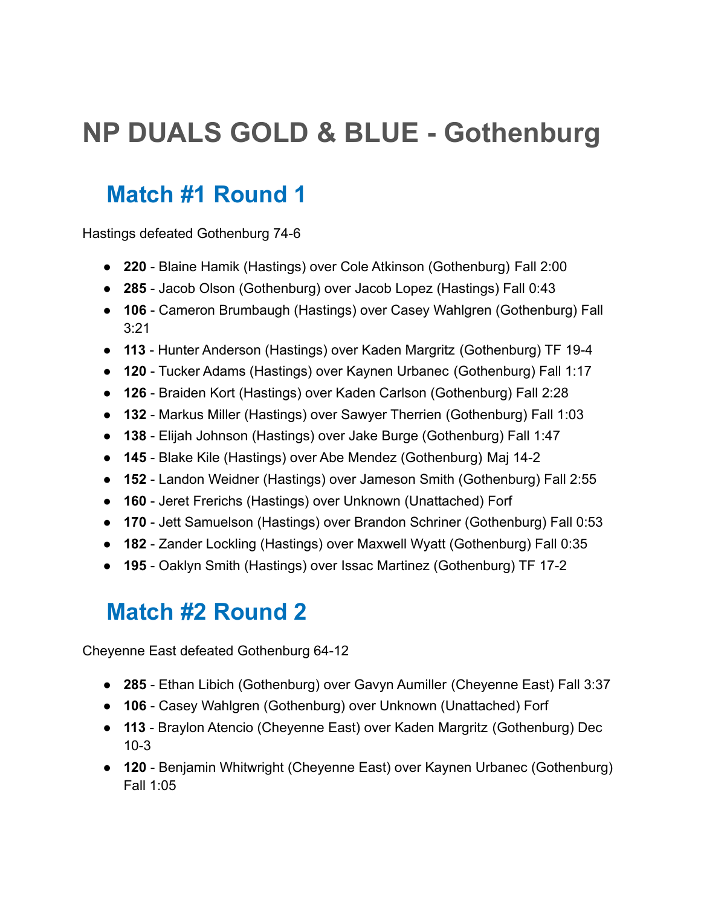# NP DUALS GOLD & BLUE - Gothenburg

## Match #1 Round 1

Hastings defeated Gothenburg 74-6

- **220** - Blaine Hamik (Hastings) over Cole Atkinson (Gothenburg) Fall 2:00
- **285** - Jacob Olson (Gothenburg) over Jacob Lopez (Hastings) Fall 0:43
- **106** - Cameron Brumbaugh (Hastings) over Casey Wahlgren (Gothenburg) Fall 3:21
- **113** - Hunter Anderson (Hastings) over Kaden Margritz (Gothenburg) TF 19-4
- **120** - Tucker Adams (Hastings) over Kaynen Urbanec (Gothenburg) Fall 1:17
- **126** - Braiden Kort (Hastings) over Kaden Carlson (Gothenburg) Fall 2:28
- **132** - Markus Miller (Hastings) over Sawyer Therrien (Gothenburg) Fall 1:03
- **138** - Elijah Johnson (Hastings) over Jake Burge (Gothenburg) Fall 1:47
- **145** - Blake Kile (Hastings) over Abe Mendez (Gothenburg) Maj 14-2
- **152** - Landon Weidner (Hastings) over Jameson Smith (Gothenburg) Fall 2:55
- **160** - Jeret Frerichs (Hastings) over Unknown (Unattached) Forf
- **170** - Jett Samuelson (Hastings) over Brandon Schriner (Gothenburg) Fall 0:53
- **182** - Zander Lockling (Hastings) over Maxwell Wyatt (Gothenburg) Fall 0:35
- **195** - Oaklyn Smith (Hastings) over Issac Martinez (Gothenburg) TF 17-2

## Match #2 Round 2

Cheyenne East defeated Gothenburg 64-12

- **285** - Ethan Libich (Gothenburg) over Gavyn Aumiller (Cheyenne East) Fall 3:37
- **106** - Casey Wahlgren (Gothenburg) over Unknown (Unattached) Forf
- **113** - Braylon Atencio (Cheyenne East) over Kaden Margritz (Gothenburg) Dec 10-3
- **120** - Benjamin Whitwright (Cheyenne East) over Kaynen Urbanec (Gothenburg) Fall 1:05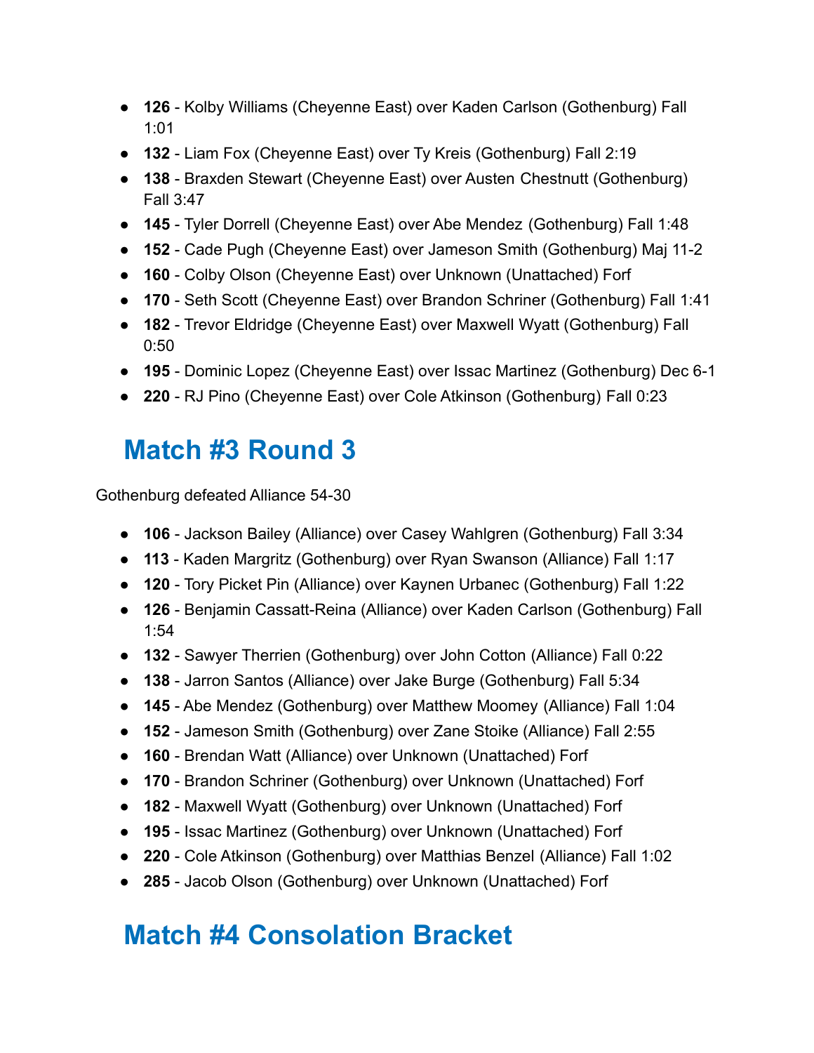- **126** - Kolby Williams (Cheyenne East) over Kaden Carlson (Gothenburg) Fall 1:01
- **132** - Liam Fox (Cheyenne East) over Ty Kreis (Gothenburg) Fall 2:19
- **138** - Braxden Stewart (Cheyenne East) over Austen Chestnutt (Gothenburg) Fall 3:47
- **145** - Tyler Dorrell (Cheyenne East) over Abe Mendez (Gothenburg) Fall 1:48
- **152** - Cade Pugh (Cheyenne East) over Jameson Smith (Gothenburg) Maj 11-2
- **160** - Colby Olson (Cheyenne East) over Unknown (Unattached) Forf
- **170** - Seth Scott (Cheyenne East) over Brandon Schriner (Gothenburg) Fall 1:41
- **182** - Trevor Eldridge (Cheyenne East) over Maxwell Wyatt (Gothenburg) Fall 0:50
- **195** - Dominic Lopez (Cheyenne East) over Issac Martinez (Gothenburg) Dec 6-1
- **220** - RJ Pino (Cheyenne East) over Cole Atkinson (Gothenburg) Fall 0:23

## Match #3 Round 3

Gothenburg defeated Alliance 54-30

- **106** - Jackson Bailey (Alliance) over Casey Wahlgren (Gothenburg) Fall 3:34
- **113** - Kaden Margritz (Gothenburg) over Ryan Swanson (Alliance) Fall 1:17
- **120** - Tory Picket Pin (Alliance) over Kaynen Urbanec (Gothenburg) Fall 1:22
- **126** - Benjamin Cassatt-Reina (Alliance) over Kaden Carlson (Gothenburg) Fall 1:54
- **132** - Sawyer Therrien (Gothenburg) over John Cotton (Alliance) Fall 0:22
- **138** - Jarron Santos (Alliance) over Jake Burge (Gothenburg) Fall 5:34
- **145** - Abe Mendez (Gothenburg) over Matthew Moomey (Alliance) Fall 1:04
- **152** - Jameson Smith (Gothenburg) over Zane Stoike (Alliance) Fall 2:55
- **160** - Brendan Watt (Alliance) over Unknown (Unattached) Forf
- **170** - Brandon Schriner (Gothenburg) over Unknown (Unattached) Forf
- **182** - Maxwell Wyatt (Gothenburg) over Unknown (Unattached) Forf
- **195** - Issac Martinez (Gothenburg) over Unknown (Unattached) Forf
- **220** - Cole Atkinson (Gothenburg) over Matthias Benzel (Alliance) Fall 1:02
- **285** - Jacob Olson (Gothenburg) over Unknown (Unattached) Forf

## Match #4 Consolation Bracket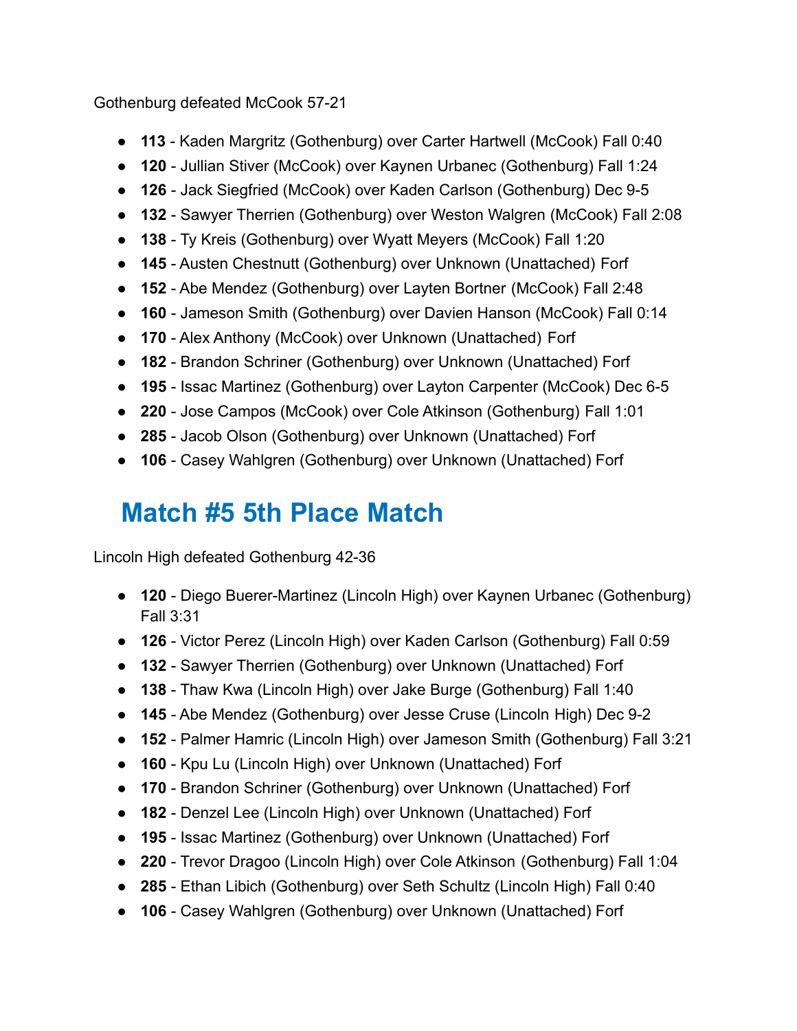Gothenburg defeated McCook 57-21

- **113** - Kaden Margritz (Gothenburg) over Carter Hartwell (McCook) Fall 0:40
- **120** - Jullian Stiver (McCook) over Kaynen Urbanec (Gothenburg) Fall 1:24
- **126** - Jack Siegfried (McCook) over Kaden Carlson (Gothenburg) Dec 9-5
- **132** - Sawyer Therrien (Gothenburg) over Weston Walgren (McCook) Fall 2:08
- **138** - Ty Kreis (Gothenburg) over Wyatt Meyers (McCook) Fall 1:20
- **145** - Austen Chestnutt (Gothenburg) over Unknown (Unattached) Forf
- **152** - Abe Mendez (Gothenburg) over Layten Bortner (McCook) Fall 2:48
- **160** - Jameson Smith (Gothenburg) over Davien Hanson (McCook) Fall 0:14
- **170** - Alex Anthony (McCook) over Unknown (Unattached) Forf
- **182** - Brandon Schriner (Gothenburg) over Unknown (Unattached) Forf
- **195** - Issac Martinez (Gothenburg) over Layton Carpenter (McCook) Dec 6-5
- **220** - Jose Campos (McCook) over Cole Atkinson (Gothenburg) Fall 1:01
- **285** - Jacob Olson (Gothenburg) over Unknown (Unattached) Forf
- **106** - Casey Wahlgren (Gothenburg) over Unknown (Unattached) Forf

## Match #5 5th Place Match

Lincoln High defeated Gothenburg 42-36

- **120** - Diego Buerer-Martinez (Lincoln High) over Kaynen Urbanec (Gothenburg) Fall 3:31
- **126** - Victor Perez (Lincoln High) over Kaden Carlson (Gothenburg) Fall 0:59
- **132** - Sawyer Therrien (Gothenburg) over Unknown (Unattached) Forf
- **138** - Thaw Kwa (Lincoln High) over Jake Burge (Gothenburg) Fall 1:40
- **145** - Abe Mendez (Gothenburg) over Jesse Cruse (Lincoln High) Dec 9-2
- **152** - Palmer Hamric (Lincoln High) over Jameson Smith (Gothenburg) Fall 3:21
- **160** - Kpu Lu (Lincoln High) over Unknown (Unattached) Forf
- **170** - Brandon Schriner (Gothenburg) over Unknown (Unattached) Forf
- **182** - Denzel Lee (Lincoln High) over Unknown (Unattached) Forf
- **195** - Issac Martinez (Gothenburg) over Unknown (Unattached) Forf
- **220** - Trevor Dragoo (Lincoln High) over Cole Atkinson (Gothenburg) Fall 1:04
- **285** - Ethan Libich (Gothenburg) over Seth Schultz (Lincoln High) Fall 0:40
- **106** - Casey Wahlgren (Gothenburg) over Unknown (Unattached) Forf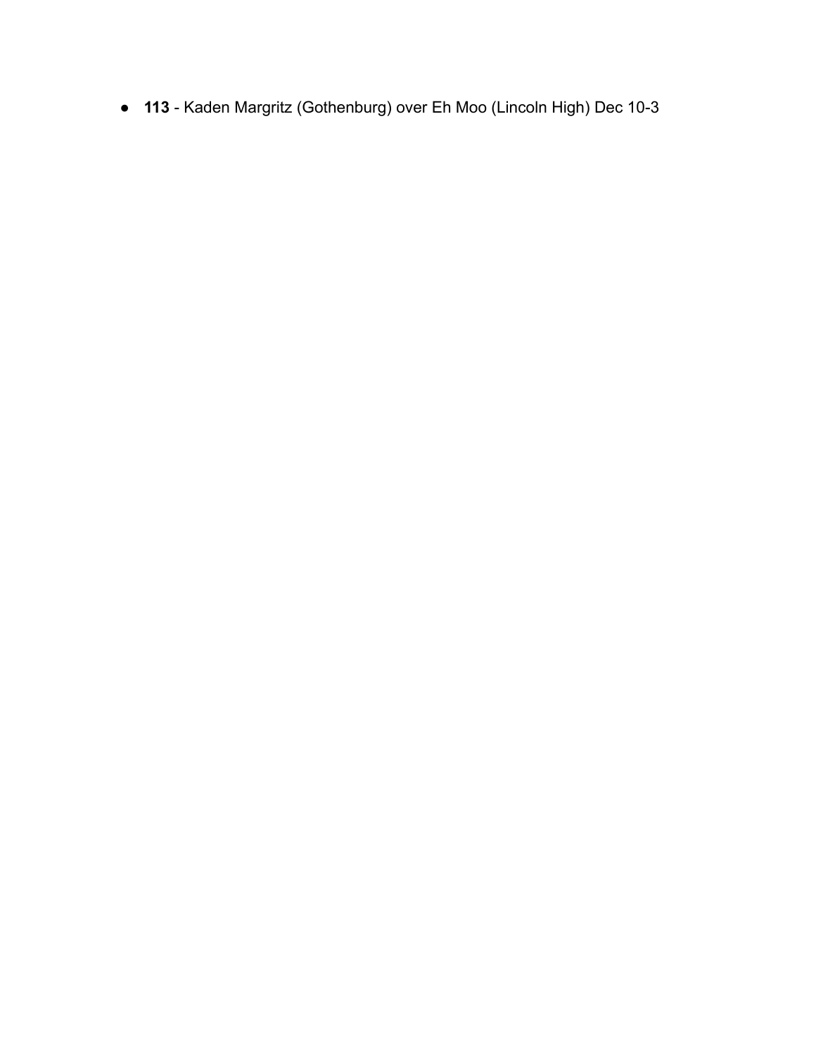- **113** - Kaden Margritz (Gothenburg) over Eh Moo (Lincoln High) Dec 10-3